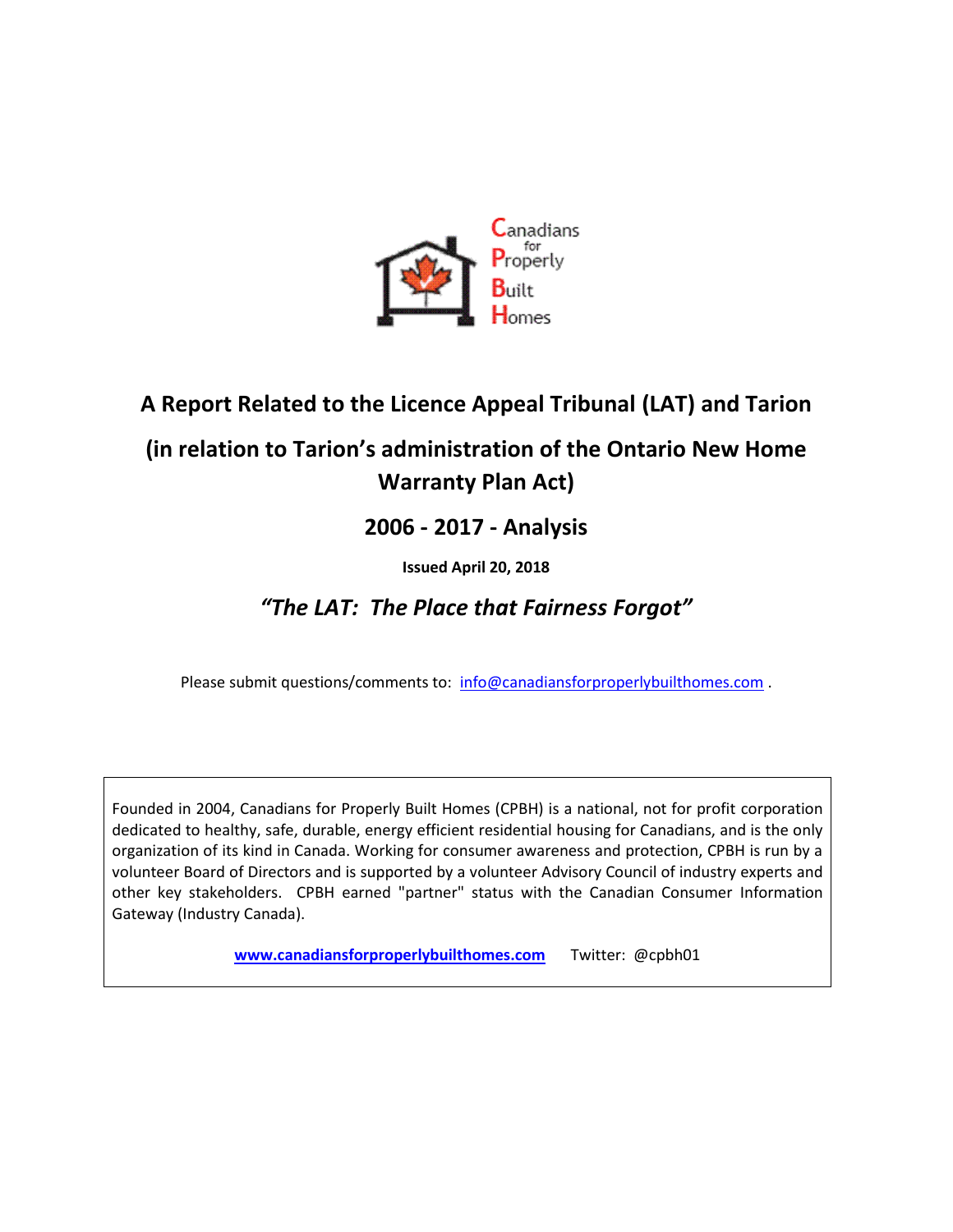Canadians for Properly Built Homes

# A Report Related to the Licence Appeal Tribunal (LAT) and Tarion

## (in relation to Tarion's administration of the Ontario New Home Warranty Plan Act)

## 2006 - 2017 - Analysis

**Issued April 20, 2018**

## *"The LAT: The Place that Fairness Forgot"*

Please submit questions/comments to: info@canadiansforproperlybuilthomes.com .

Founded in 2004, Canadians for Properly Built Homes (CPBH) is a national, not for profit corporation dedicated to healthy, safe, durable, energy efficient residential housing for Canadians, and is the only organization of its kind in Canada. Working for consumer awareness and protection, CPBH is run by a volunteer Board of Directors and is supported by a volunteer Advisory Council of industry experts and other key stakeholders. CPBH earned "partner" status with the Canadian Consumer Information Gateway (Industry Canada).

**www.canadiansforproperlybuilthomes.com** Twitter: @cpbh01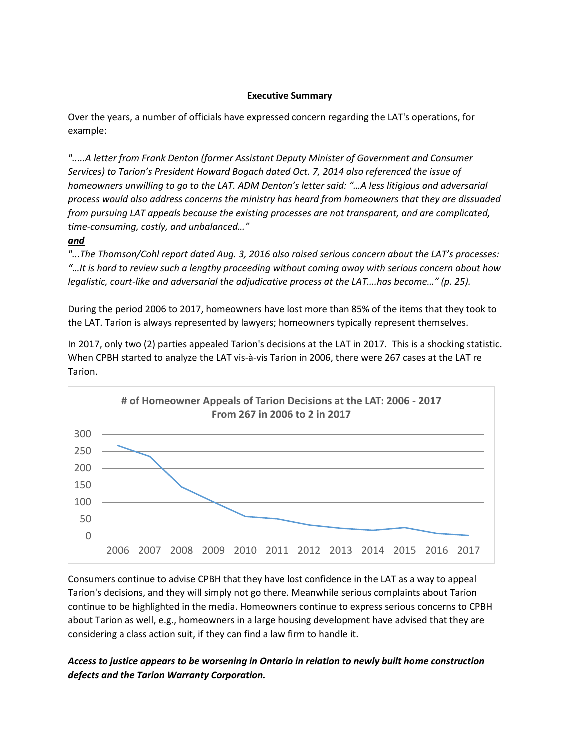**Executive Summary**

Over the years, a number of officials have expressed concern regarding the LAT's operations, for example:

*".....A letter from Frank Denton (former Assistant Deputy Minister of Government and Consumer Services) to Tarion's President Howard Bogach dated Oct. 7, 2014 also referenced the issue of homeowners unwilling to go to the LAT. ADM Denton's letter said: "…A less litigious and adversarial process would also address concerns the ministry has heard from homeowners that they are dissuaded from pursuing LAT appeals because the existing processes are not transparent, and are complicated, time-consuming, costly, and unbalanced…"*

***and***

*"...The Thomson/Cohl report dated Aug. 3, 2016 also raised serious concern about the LAT's processes: "…It is hard to review such a lengthy proceeding without coming away with serious concern about how legalistic, court-like and adversarial the adjudicative process at the LAT….has become…" (p. 25).*

During the period 2006 to 2017, homeowners have lost more than 85% of the items that they took to the LAT. Tarion is always represented by lawyers; homeowners typically represent themselves.

In 2017, only two (2) parties appealed Tarion's decisions at the LAT in 2017. This is a shocking statistic. When CPBH started to analyze the LAT vis-à-vis Tarion in 2006, there were 267 cases at the LAT re Tarion.

**# of Homeowner Appeals of Tarion Decisions at the LAT: 2006 - 2017**
**From 267 in 2006 to 2 in 2017**

Consumers continue to advise CPBH that they have lost confidence in the LAT as a way to appeal Tarion's decisions, and they will simply not go there. Meanwhile serious complaints about Tarion continue to be highlighted in the media. Homeowners continue to express serious concerns to CPBH about Tarion as well, e.g., homeowners in a large housing development have advised that they are considering a class action suit, if they can find a law firm to handle it.

***Access to justice appears to be worsening in Ontario in relation to newly built home construction defects and the Tarion Warranty Corporation.***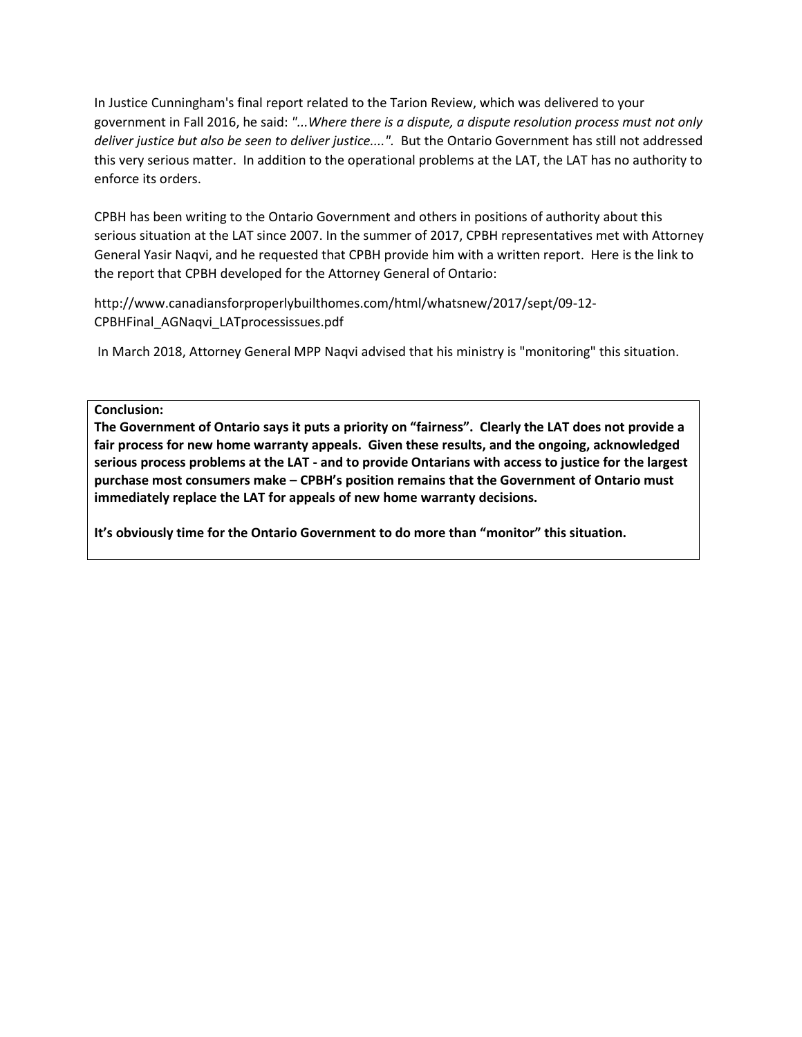In Justice Cunningham's final report related to the Tarion Review, which was delivered to your government in Fall 2016, he said: *"...Where there is a dispute, a dispute resolution process must not only deliver justice but also be seen to deliver justice....".* But the Ontario Government has still not addressed this very serious matter. In addition to the operational problems at the LAT, the LAT has no authority to enforce its orders.

CPBH has been writing to the Ontario Government and others in positions of authority about this serious situation at the LAT since 2007. In the summer of 2017, CPBH representatives met with Attorney General Yasir Naqvi, and he requested that CPBH provide him with a written report. Here is the link to the report that CPBH developed for the Attorney General of Ontario:

http://www.canadiansforproperlybuilthomes.com/html/whatsnew/2017/sept/09-12-CPBHFinal_AGNaqvi_LATprocessissues.pdf

In March 2018, Attorney General MPP Naqvi advised that his ministry is "monitoring" this situation.

**Conclusion:**
**The Government of Ontario says it puts a priority on "fairness". Clearly the LAT does not provide a fair process for new home warranty appeals. Given these results, and the ongoing, acknowledged serious process problems at the LAT - and to provide Ontarians with access to justice for the largest purchase most consumers make – CPBH's position remains that the Government of Ontario must immediately replace the LAT for appeals of new home warranty decisions.**

**It's obviously time for the Ontario Government to do more than "monitor" this situation.**